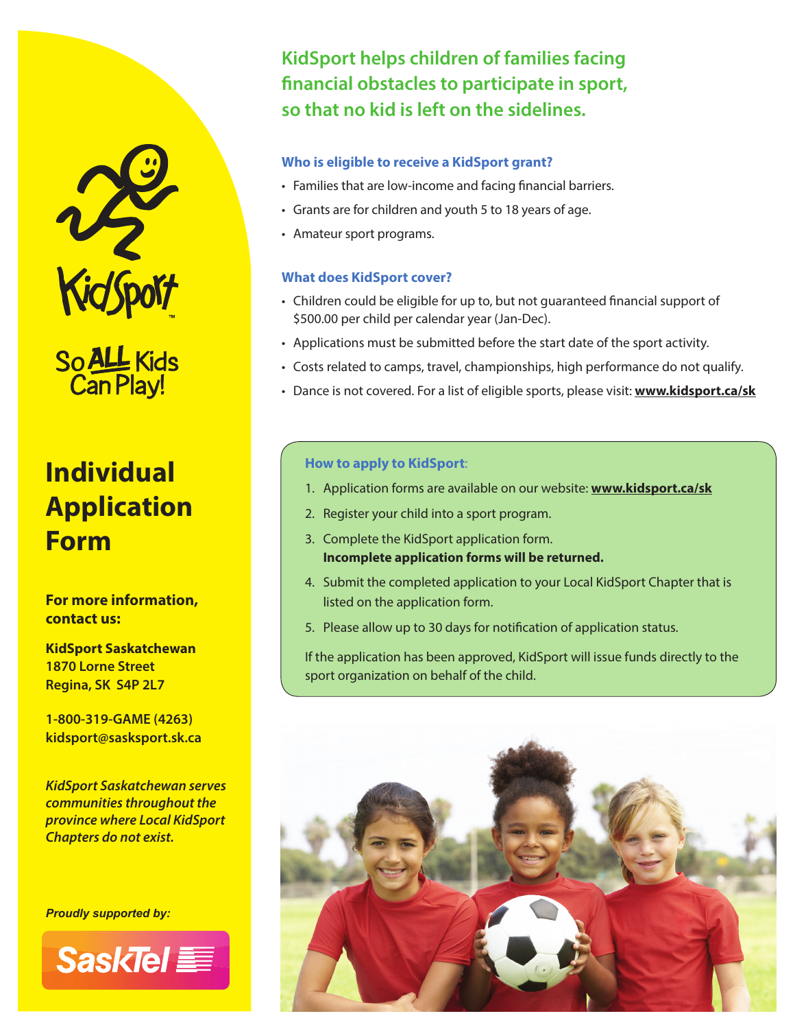KidSport

So ALL Kids Can Play!

# Individual Application Form

**For more information, contact us:**

**KidSport Saskatchewan**
**1870 Lorne Street**
**Regina, SK S4P 2L7**

**1-800-319-GAME (4263)**
**kidsport@sasksport.sk.ca**

***KidSport Saskatchewan serves communities throughout the province where Local KidSport Chapters do not exist.***

***Proudly supported by:***

SaskTel

## KidSport helps children of families facing financial obstacles to participate in sport, so that no kid is left on the sidelines.

### Who is eligible to receive a KidSport grant?

- Families that are low-income and facing financial barriers.
- Grants are for children and youth 5 to 18 years of age.
- Amateur sport programs.

### What does KidSport cover?

- Children could be eligible for up to, but not guaranteed financial support of $500.00 per child per calendar year (Jan-Dec).
- Applications must be submitted before the start date of the sport activity.
- Costs related to camps, travel, championships, high performance do not qualify.
- Dance is not covered. For a list of eligible sports, please visit: **www.kidsport.ca/sk**

### How to apply to KidSport:

1. Application forms are available on our website: **www.kidsport.ca/sk**
2. Register your child into a sport program.
3. Complete the KidSport application form.
   **Incomplete application forms will be returned.**
4. Submit the completed application to your Local KidSport Chapter that is listed on the application form.
5. Please allow up to 30 days for notification of application status.

If the application has been approved, KidSport will issue funds directly to the sport organization on behalf of the child.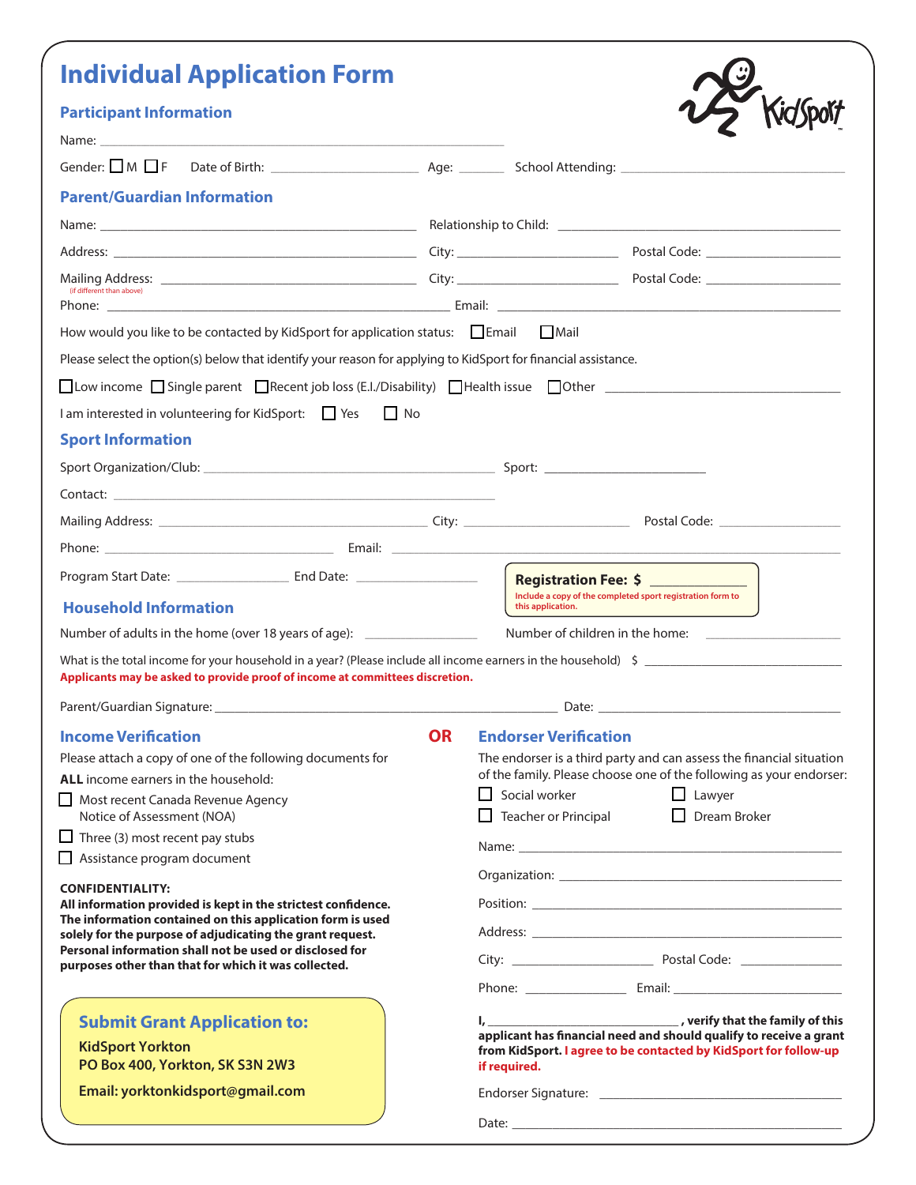# Individual Application Form

## Participant Information

Name: \_\_\_\_\_\_\_\_\_\_\_\_\_\_\_\_\_\_\_\_\_\_\_\_\_\_\_\_\_\_\_\_\_\_\_\_\_\_\_\_

Gender: ☐ M ☐ F Date of Birth: \_\_\_\_\_\_\_\_\_\_\_\_\_\_ Age: \_\_\_\_\_ School Attending: \_\_\_\_\_\_\_\_\_\_\_\_\_\_\_\_\_\_\_\_

## Parent/Guardian Information

Name: \_\_\_\_\_\_\_\_\_\_\_\_\_\_\_\_\_\_\_\_\_\_\_\_\_\_\_\_ Relationship to Child: \_\_\_\_\_\_\_\_\_\_\_\_\_\_\_\_\_\_\_\_\_\_\_\_

Address: \_\_\_\_\_\_\_\_\_\_\_\_\_\_\_\_\_\_\_\_\_\_\_\_\_\_\_\_ City: \_\_\_\_\_\_\_\_\_\_\_\_\_\_ Postal Code: \_\_\_\_\_\_\_\_\_\_\_\_

Mailing Address: \_\_\_\_\_\_\_\_\_\_\_\_\_\_\_\_\_\_\_\_\_\_\_\_ City: \_\_\_\_\_\_\_\_\_\_\_\_\_\_ Postal Code: \_\_\_\_\_\_\_\_\_\_\_\_
(if different than above)

Phone: \_\_\_\_\_\_\_\_\_\_\_\_\_\_\_\_\_\_\_\_\_\_\_\_\_\_\_\_ Email: \_\_\_\_\_\_\_\_\_\_\_\_\_\_\_\_\_\_\_\_\_\_\_\_\_\_

How would you like to be contacted by KidSport for application status: ☐ Email ☐ Mail

Please select the option(s) below that identify your reason for applying to KidSport for financial assistance.

☐ Low income ☐ Single parent ☐ Recent job loss (E.I./Disability) ☐ Health issue ☐ Other \_\_\_\_\_\_\_\_\_\_\_\_\_\_\_\_\_\_\_\_

I am interested in volunteering for KidSport: ☐ Yes ☐ No

## Sport Information

Sport Organization/Club: \_\_\_\_\_\_\_\_\_\_\_\_\_\_\_\_\_\_\_\_\_\_\_\_\_\_\_\_ Sport: \_\_\_\_\_\_\_\_\_\_\_\_\_\_\_\_

Contact: \_\_\_\_\_\_\_\_\_\_\_\_\_\_\_\_\_\_\_\_\_\_\_\_\_\_\_\_\_\_\_\_\_\_\_\_

Mailing Address: \_\_\_\_\_\_\_\_\_\_\_\_\_\_\_\_\_\_\_\_\_\_\_\_ City: \_\_\_\_\_\_\_\_\_\_\_\_\_\_ Postal Code: \_\_\_\_\_\_\_\_\_\_\_\_

Phone: \_\_\_\_\_\_\_\_\_\_\_\_\_\_\_\_\_\_\_\_\_\_\_\_ Email: \_\_\_\_\_\_\_\_\_\_\_\_\_\_\_\_\_\_\_\_\_\_\_\_\_\_\_\_\_\_\_\_\_\_

Program Start Date: \_\_\_\_\_\_\_\_\_\_\_\_ End Date: \_\_\_\_\_\_\_\_\_\_\_\_

**Registration Fee: $** \_\_\_\_\_\_\_\_\_\_\_\_
Include a copy of the completed sport registration form to this application.

## Household Information

Number of adults in the home (over 18 years of age): \_\_\_\_\_\_\_\_\_\_\_\_ Number of children in the home: \_\_\_\_\_\_\_\_\_\_\_\_

What is the total income for your household in a year? (Please include all income earners in the household) $ \_\_\_\_\_\_\_\_\_\_\_\_\_\_\_\_\_\_\_\_

**Applicants may be asked to provide proof of income at committees discretion.**

Parent/Guardian Signature: \_\_\_\_\_\_\_\_\_\_\_\_\_\_\_\_\_\_\_\_\_\_\_\_\_\_\_\_\_\_\_\_\_\_ Date: \_\_\_\_\_\_\_\_\_\_\_\_\_\_\_\_\_\_\_\_

## Income Verification

Please attach a copy of one of the following documents for **ALL** income earners in the household:

- ☐ Most recent Canada Revenue Agency Notice of Assessment (NOA)
- ☐ Three (3) most recent pay stubs
- ☐ Assistance program document

**CONFIDENTIALITY:**
**All information provided is kept in the strictest confidence. The information contained on this application form is used solely for the purpose of adjudicating the grant request. Personal information shall not be used or disclosed for purposes other than that for which it was collected.**

### Submit Grant Application to:

**KidSport Yorkton**
**PO Box 400, Yorkton, SK S3N 2W3**

**Email: yorktonkidsport@gmail.com**

**OR**

## Endorser Verification

The endorser is a third party and can assess the financial situation of the family. Please choose one of the following as your endorser:

- ☐ Social worker
- ☐ Lawyer
- ☐ Teacher or Principal
- ☐ Dream Broker

Name: \_\_\_\_\_\_\_\_\_\_\_\_\_\_\_\_\_\_\_\_\_\_\_\_\_\_\_\_

Organization: \_\_\_\_\_\_\_\_\_\_\_\_\_\_\_\_\_\_\_\_\_\_\_\_\_\_\_\_

Position: \_\_\_\_\_\_\_\_\_\_\_\_\_\_\_\_\_\_\_\_\_\_\_\_\_\_\_\_

Address: \_\_\_\_\_\_\_\_\_\_\_\_\_\_\_\_\_\_\_\_\_\_\_\_\_\_\_\_

City: \_\_\_\_\_\_\_\_\_\_\_\_ Postal Code: \_\_\_\_\_\_\_\_\_\_\_\_

Phone: \_\_\_\_\_\_\_\_\_\_ Email: \_\_\_\_\_\_\_\_\_\_\_\_\_\_\_\_

**I, \_\_\_\_\_\_\_\_\_\_\_\_\_\_\_\_\_\_\_\_ , verify that the family of this applicant has financial need and should qualify to receive a grant from KidSport. I agree to be contacted by KidSport for follow-up if required.**

Endorser Signature: \_\_\_\_\_\_\_\_\_\_\_\_\_\_\_\_\_\_\_\_\_\_\_\_

Date: \_\_\_\_\_\_\_\_\_\_\_\_\_\_\_\_\_\_\_\_\_\_\_\_